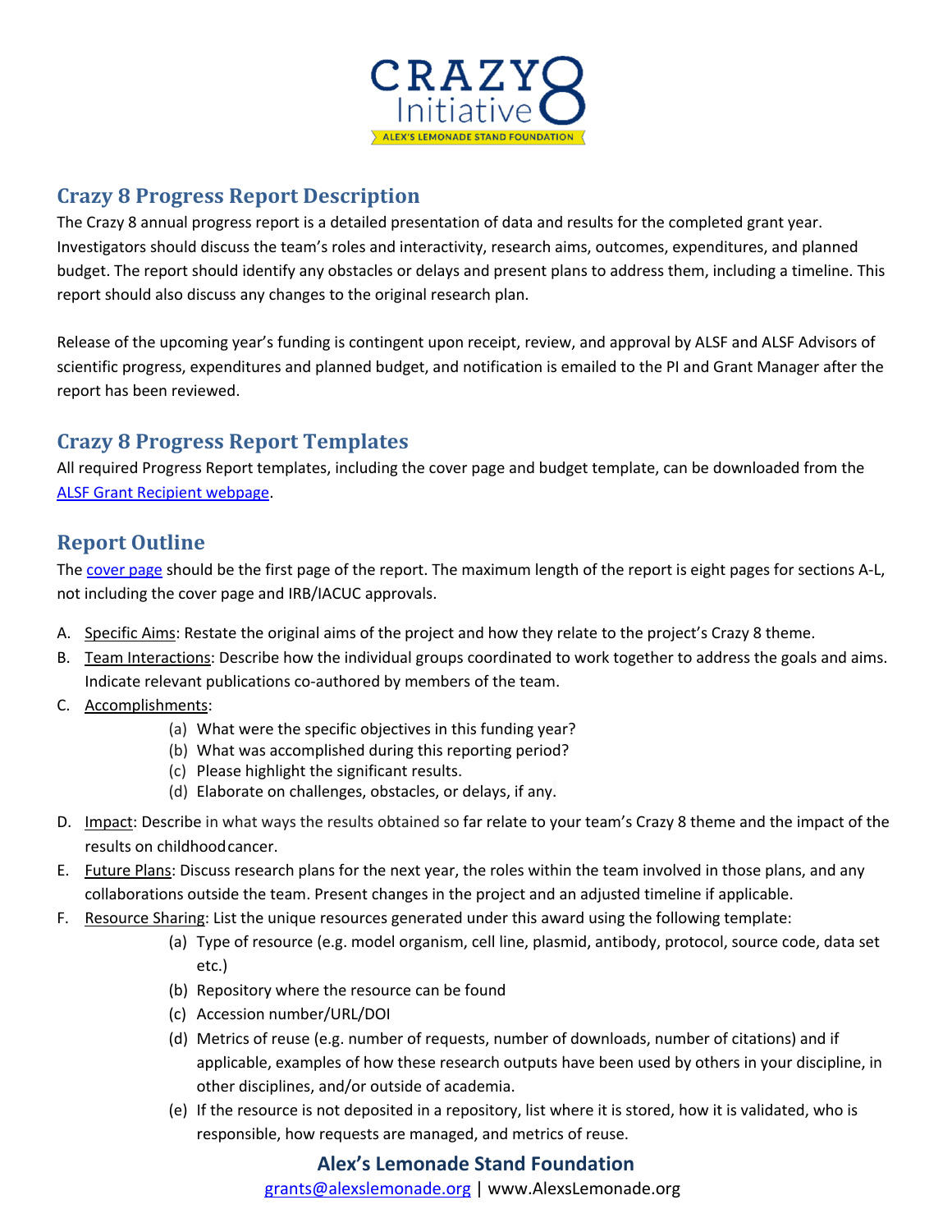## Crazy 8 Progress Report Description

The Crazy 8 annual progress report is a detailed presentation of data and results for the completed grant year. Investigators should discuss the team's roles and interactivity, research aims, outcomes, expenditures, and planned budget. The report should identify any obstacles or delays and present plans to address them, including a timeline. This report should also discuss any changes to the original research plan.

Release of the upcoming year's funding is contingent upon receipt, review, and approval by ALSF and ALSF Advisors of scientific progress, expenditures and planned budget, and notification is emailed to the PI and Grant Manager after the report has been reviewed.

## Crazy 8 Progress Report Templates

All required Progress Report templates, including the cover page and budget template, can be downloaded from the ALSF Grant Recipient webpage.

## Report Outline

The cover page should be the first page of the report. The maximum length of the report is eight pages for sections A-L, not including the cover page and IRB/IACUC approvals.

A. Specific Aims: Restate the original aims of the project and how they relate to the project's Crazy 8 theme.
B. Team Interactions: Describe how the individual groups coordinated to work together to address the goals and aims. Indicate relevant publications co-authored by members of the team.
C. Accomplishments:
   (a) What were the specific objectives in this funding year?
   (b) What was accomplished during this reporting period?
   (c) Please highlight the significant results.
   (d) Elaborate on challenges, obstacles, or delays, if any.
D. Impact: Describe in what ways the results obtained so far relate to your team's Crazy 8 theme and the impact of the results on childhood cancer.
E. Future Plans: Discuss research plans for the next year, the roles within the team involved in those plans, and any collaborations outside the team. Present changes in the project and an adjusted timeline if applicable.
F. Resource Sharing: List the unique resources generated under this award using the following template:
   (a) Type of resource (e.g. model organism, cell line, plasmid, antibody, protocol, source code, data set etc.)
   (b) Repository where the resource can be found
   (c) Accession number/URL/DOI
   (d) Metrics of reuse (e.g. number of requests, number of downloads, number of citations) and if applicable, examples of how these research outputs have been used by others in your discipline, in other disciplines, and/or outside of academia.
   (e) If the resource is not deposited in a repository, list where it is stored, how it is validated, who is responsible, how requests are managed, and metrics of reuse.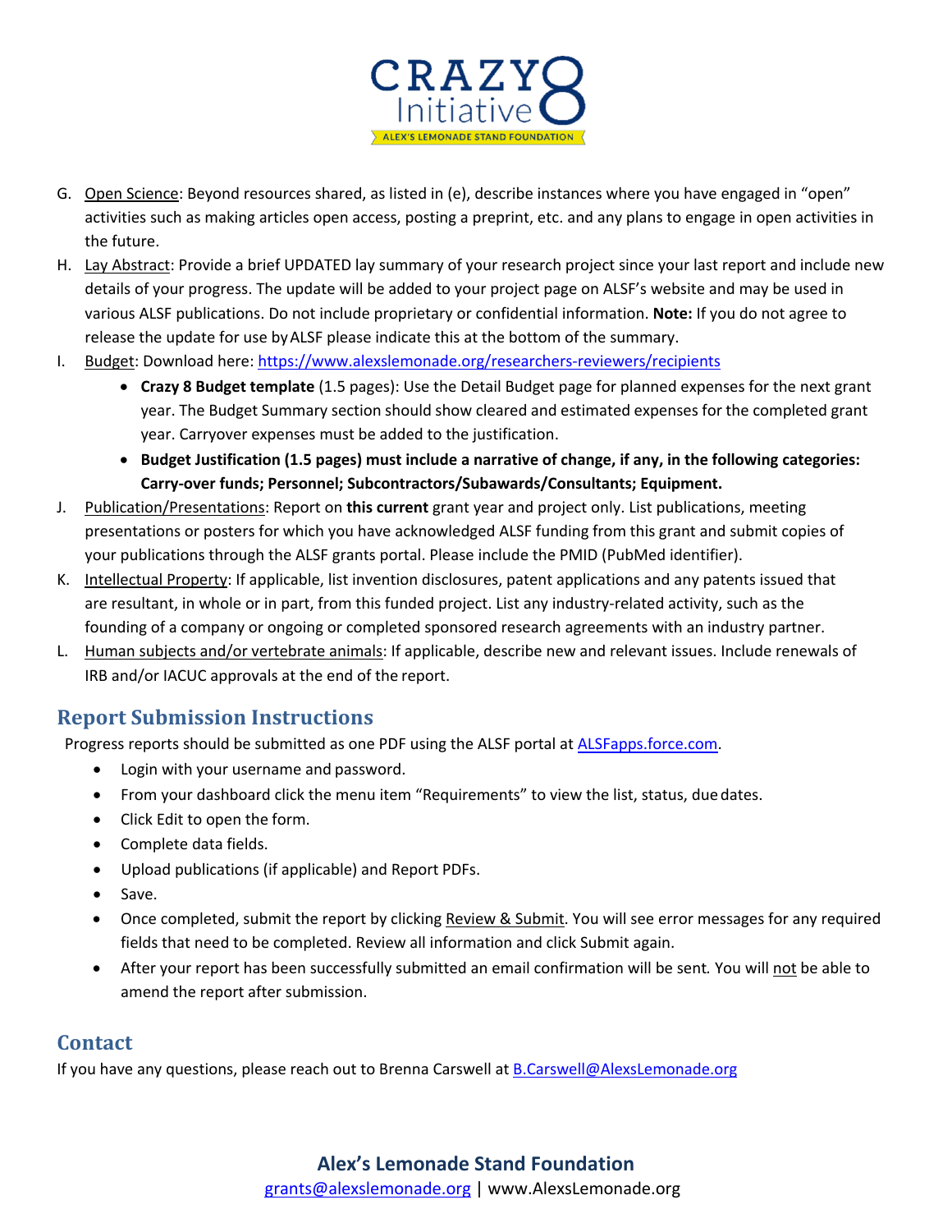G. Open Science: Beyond resources shared, as listed in (e), describe instances where you have engaged in "open" activities such as making articles open access, posting a preprint, etc. and any plans to engage in open activities in the future.

H. Lay Abstract: Provide a brief UPDATED lay summary of your research project since your last report and include new details of your progress. The update will be added to your project page on ALSF's website and may be used in various ALSF publications. Do not include proprietary or confidential information. **Note:** If you do not agree to release the update for use by ALSF please indicate this at the bottom of the summary.

I. Budget: Download here: https://www.alexslemonade.org/researchers-reviewers/recipients
   - **Crazy 8 Budget template** (1.5 pages): Use the Detail Budget page for planned expenses for the next grant year. The Budget Summary section should show cleared and estimated expenses for the completed grant year. Carryover expenses must be added to the justification.
   - **Budget Justification (1.5 pages) must include a narrative of change, if any, in the following categories: Carry-over funds; Personnel; Subcontractors/Subawards/Consultants; Equipment.**

J. Publication/Presentations: Report on **this current** grant year and project only. List publications, meeting presentations or posters for which you have acknowledged ALSF funding from this grant and submit copies of your publications through the ALSF grants portal. Please include the PMID (PubMed identifier).

K. Intellectual Property: If applicable, list invention disclosures, patent applications and any patents issued that are resultant, in whole or in part, from this funded project. List any industry-related activity, such as the founding of a company or ongoing or completed sponsored research agreements with an industry partner.

L. Human subjects and/or vertebrate animals: If applicable, describe new and relevant issues. Include renewals of IRB and/or IACUC approvals at the end of the report.

## Report Submission Instructions

Progress reports should be submitted as one PDF using the ALSF portal at ALSFapps.force.com.

- Login with your username and password.
- From your dashboard click the menu item "Requirements" to view the list, status, due dates.
- Click Edit to open the form.
- Complete data fields.
- Upload publications (if applicable) and Report PDFs.
- Save.
- Once completed, submit the report by clicking Review & Submit. You will see error messages for any required fields that need to be completed. Review all information and click Submit again.
- After your report has been successfully submitted an email confirmation will be sent. You will not be able to amend the report after submission.

## Contact

If you have any questions, please reach out to Brenna Carswell at B.Carswell@AlexsLemonade.org